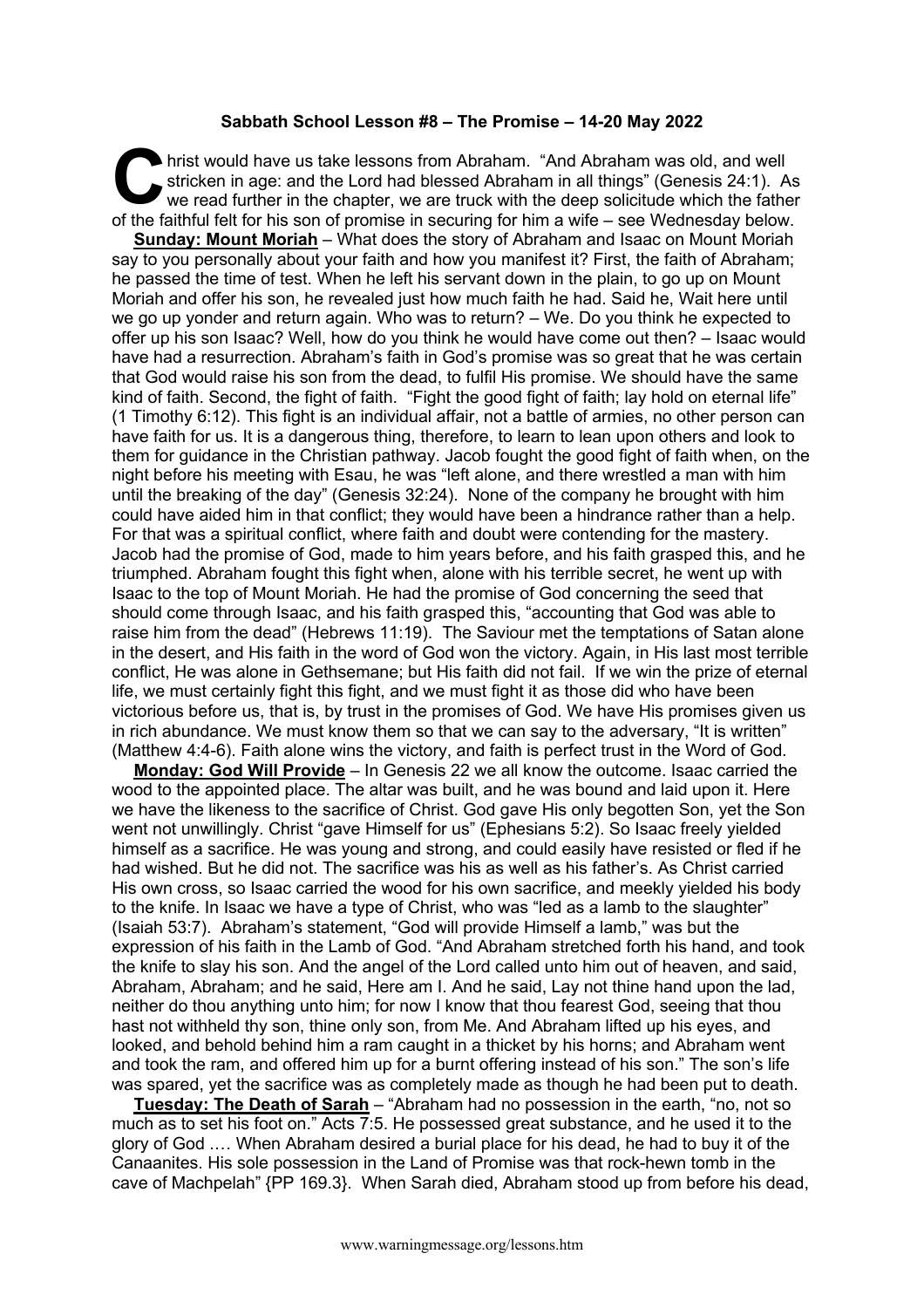**Sabbath School Lesson #8 – The Promise – 14-20 May 2022**

Christ would have us take lessons from Abraham. "And Abraham was old, and well stricken in age: and the Lord had blessed Abraham in all things" (Genesis 24:1). As we read further in the chapter, we are truck with the deep solicitude which the father of the faithful felt for his son of promise in securing for him a wife – see Wednesday below.

**Sunday: Mount Moriah** – What does the story of Abraham and Isaac on Mount Moriah say to you personally about your faith and how you manifest it? First, the faith of Abraham; he passed the time of test. When he left his servant down in the plain, to go up on Mount Moriah and offer his son, he revealed just how much faith he had. Said he, Wait here until we go up yonder and return again. Who was to return? – We. Do you think he expected to offer up his son Isaac? Well, how do you think he would have come out then? – Isaac would have had a resurrection. Abraham's faith in God's promise was so great that he was certain that God would raise his son from the dead, to fulfil His promise. We should have the same kind of faith. Second, the fight of faith. "Fight the good fight of faith; lay hold on eternal life" (1 Timothy 6:12). This fight is an individual affair, not a battle of armies, no other person can have faith for us. It is a dangerous thing, therefore, to learn to lean upon others and look to them for guidance in the Christian pathway. Jacob fought the good fight of faith when, on the night before his meeting with Esau, he was "left alone, and there wrestled a man with him until the breaking of the day" (Genesis 32:24). None of the company he brought with him could have aided him in that conflict; they would have been a hindrance rather than a help. For that was a spiritual conflict, where faith and doubt were contending for the mastery. Jacob had the promise of God, made to him years before, and his faith grasped this, and he triumphed. Abraham fought this fight when, alone with his terrible secret, he went up with Isaac to the top of Mount Moriah. He had the promise of God concerning the seed that should come through Isaac, and his faith grasped this, "accounting that God was able to raise him from the dead" (Hebrews 11:19). The Saviour met the temptations of Satan alone in the desert, and His faith in the word of God won the victory. Again, in His last most terrible conflict, He was alone in Gethsemane; but His faith did not fail. If we win the prize of eternal life, we must certainly fight this fight, and we must fight it as those did who have been victorious before us, that is, by trust in the promises of God. We have His promises given us in rich abundance. We must know them so that we can say to the adversary, "It is written" (Matthew 4:4-6). Faith alone wins the victory, and faith is perfect trust in the Word of God.

**Monday: God Will Provide** – In Genesis 22 we all know the outcome. Isaac carried the wood to the appointed place. The altar was built, and he was bound and laid upon it. Here we have the likeness to the sacrifice of Christ. God gave His only begotten Son, yet the Son went not unwillingly. Christ "gave Himself for us" (Ephesians 5:2). So Isaac freely yielded himself as a sacrifice. He was young and strong, and could easily have resisted or fled if he had wished. But he did not. The sacrifice was his as well as his father's. As Christ carried His own cross, so Isaac carried the wood for his own sacrifice, and meekly yielded his body to the knife. In Isaac we have a type of Christ, who was "led as a lamb to the slaughter" (Isaiah 53:7). Abraham's statement, "God will provide Himself a lamb," was but the expression of his faith in the Lamb of God. "And Abraham stretched forth his hand, and took the knife to slay his son. And the angel of the Lord called unto him out of heaven, and said, Abraham, Abraham; and he said, Here am I. And he said, Lay not thine hand upon the lad, neither do thou anything unto him; for now I know that thou fearest God, seeing that thou hast not withheld thy son, thine only son, from Me. And Abraham lifted up his eyes, and looked, and behold behind him a ram caught in a thicket by his horns; and Abraham went and took the ram, and offered him up for a burnt offering instead of his son." The son's life was spared, yet the sacrifice was as completely made as though he had been put to death.

**Tuesday: The Death of Sarah** – "Abraham had no possession in the earth, "no, not so much as to set his foot on." Acts 7:5. He possessed great substance, and he used it to the glory of God …. When Abraham desired a burial place for his dead, he had to buy it of the Canaanites. His sole possession in the Land of Promise was that rock-hewn tomb in the cave of Machpelah" {PP 169.3}. When Sarah died, Abraham stood up from before his dead,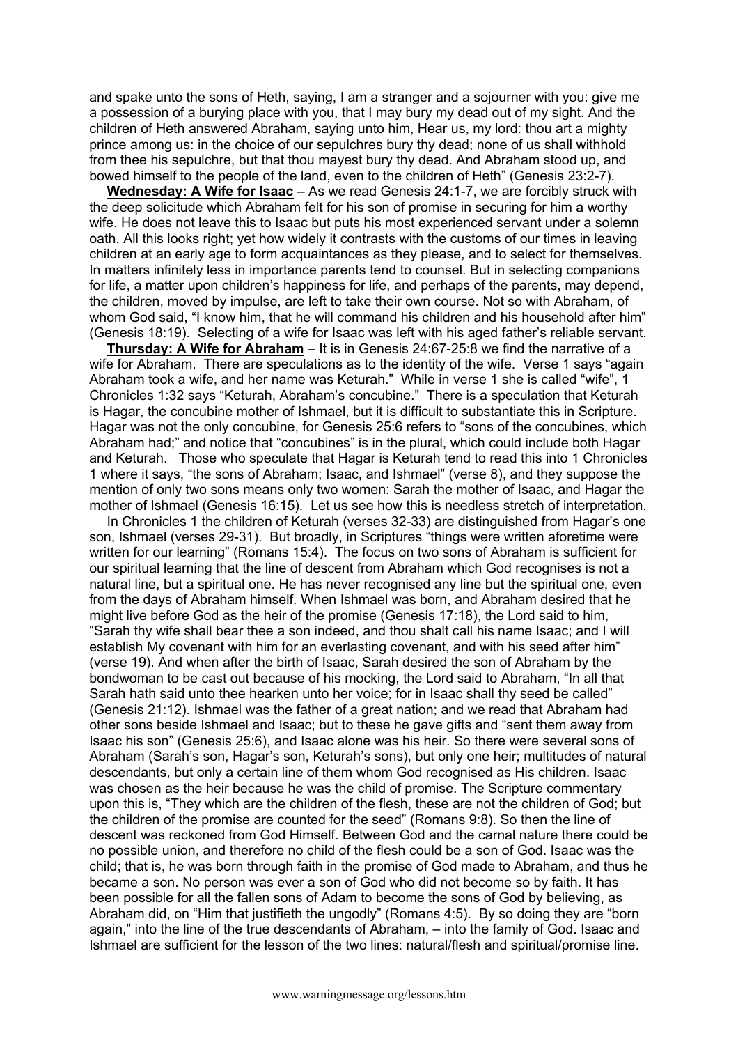and spake unto the sons of Heth, saying, I am a stranger and a sojourner with you: give me a possession of a burying place with you, that I may bury my dead out of my sight. And the children of Heth answered Abraham, saying unto him, Hear us, my lord: thou art a mighty prince among us: in the choice of our sepulchres bury thy dead; none of us shall withhold from thee his sepulchre, but that thou mayest bury thy dead. And Abraham stood up, and bowed himself to the people of the land, even to the children of Heth" (Genesis 23:2-7).

**Wednesday: A Wife for Isaac** – As we read Genesis 24:1-7, we are forcibly struck with the deep solicitude which Abraham felt for his son of promise in securing for him a worthy wife. He does not leave this to Isaac but puts his most experienced servant under a solemn oath. All this looks right; yet how widely it contrasts with the customs of our times in leaving children at an early age to form acquaintances as they please, and to select for themselves. In matters infinitely less in importance parents tend to counsel. But in selecting companions for life, a matter upon children's happiness for life, and perhaps of the parents, may depend, the children, moved by impulse, are left to take their own course. Not so with Abraham, of whom God said, "I know him, that he will command his children and his household after him" (Genesis 18:19). Selecting of a wife for Isaac was left with his aged father's reliable servant.

**Thursday: A Wife for Abraham** – It is in Genesis 24:67-25:8 we find the narrative of a wife for Abraham. There are speculations as to the identity of the wife. Verse 1 says "again Abraham took a wife, and her name was Keturah." While in verse 1 she is called "wife", 1 Chronicles 1:32 says "Keturah, Abraham's concubine." There is a speculation that Keturah is Hagar, the concubine mother of Ishmael, but it is difficult to substantiate this in Scripture. Hagar was not the only concubine, for Genesis 25:6 refers to "sons of the concubines, which Abraham had;" and notice that "concubines" is in the plural, which could include both Hagar and Keturah. Those who speculate that Hagar is Keturah tend to read this into 1 Chronicles 1 where it says, "the sons of Abraham; Isaac, and Ishmael" (verse 8), and they suppose the mention of only two sons means only two women: Sarah the mother of Isaac, and Hagar the mother of Ishmael (Genesis 16:15). Let us see how this is needless stretch of interpretation.

In Chronicles 1 the children of Keturah (verses 32-33) are distinguished from Hagar's one son, Ishmael (verses 29-31). But broadly, in Scriptures "things were written aforetime were written for our learning" (Romans 15:4). The focus on two sons of Abraham is sufficient for our spiritual learning that the line of descent from Abraham which God recognises is not a natural line, but a spiritual one. He has never recognised any line but the spiritual one, even from the days of Abraham himself. When Ishmael was born, and Abraham desired that he might live before God as the heir of the promise (Genesis 17:18), the Lord said to him, "Sarah thy wife shall bear thee a son indeed, and thou shalt call his name Isaac; and I will establish My covenant with him for an everlasting covenant, and with his seed after him" (verse 19). And when after the birth of Isaac, Sarah desired the son of Abraham by the bondwoman to be cast out because of his mocking, the Lord said to Abraham, "In all that Sarah hath said unto thee hearken unto her voice; for in Isaac shall thy seed be called" (Genesis 21:12). Ishmael was the father of a great nation; and we read that Abraham had other sons beside Ishmael and Isaac; but to these he gave gifts and "sent them away from Isaac his son" (Genesis 25:6), and Isaac alone was his heir. So there were several sons of Abraham (Sarah's son, Hagar's son, Keturah's sons), but only one heir; multitudes of natural descendants, but only a certain line of them whom God recognised as His children. Isaac was chosen as the heir because he was the child of promise. The Scripture commentary upon this is, "They which are the children of the flesh, these are not the children of God; but the children of the promise are counted for the seed" (Romans 9:8). So then the line of descent was reckoned from God Himself. Between God and the carnal nature there could be no possible union, and therefore no child of the flesh could be a son of God. Isaac was the child; that is, he was born through faith in the promise of God made to Abraham, and thus he became a son. No person was ever a son of God who did not become so by faith. It has been possible for all the fallen sons of Adam to become the sons of God by believing, as Abraham did, on "Him that justifieth the ungodly" (Romans 4:5). By so doing they are "born again," into the line of the true descendants of Abraham, – into the family of God. Isaac and Ishmael are sufficient for the lesson of the two lines: natural/flesh and spiritual/promise line.

www.warningmessage.org/lessons.htm